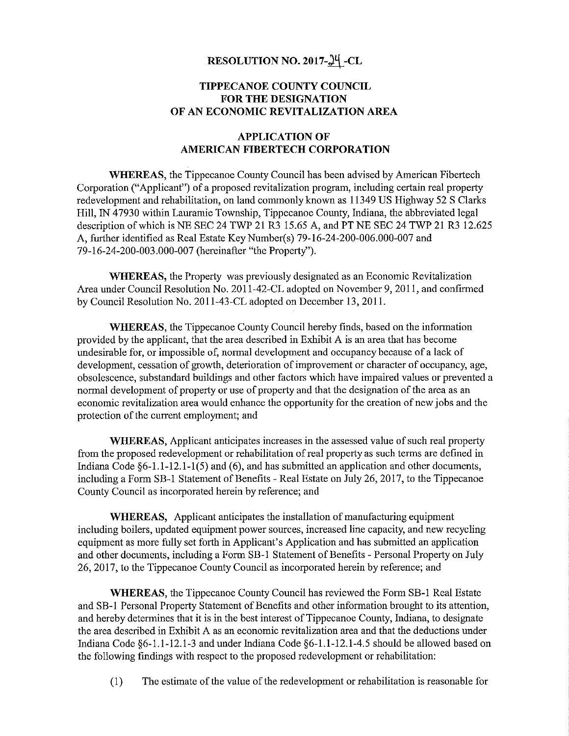# RESOLUTION NO. 2017-24-CL

## TIPPECANOE COUNTY COUNCIL FOR THE DESIGNATION OF AN ECONOMIC REVITALIZATION AREA

## APPLICATION OF AMERICAN FIBERTECH CORPORATION

**WHEREAS**, the Tippecanoe County Council has been advised by American Fibertech Corporation ("Applicant") of a proposed revitalization program, including certain real property redevelopment and rehabilitation, on land commonly known as 11349 US Highway 52 S Clarks Hill, IN 47930 within Lauramie Township, Tippecanoe County, Indiana, the abbreviated legal description of which is NE SEC 24 TWP 21 R3 15.65 A, and PT NE SEC 24 TWP 21 R3 12.625 A, further identified as Real Estate Key Number(s) 79-16-24-200-006.000-007 and 79-16-24-200-003.000-007 (hereinafter "the Property").

**WHEREAS,** the Property was previously designated as an Economic Revitalization Area under Council Resolution No. 2011-42-CL adopted on November 9, 2011, and confirmed by Council Resolution No. 2011-43-CL adopted on December 13, 2011.

**WHEREAS,** the Tippecanoe County Council hereby finds, based on the information provided by the applicant, that the area described in Exhibit A is an area that has become undesirable for, or impossible of, normal development and occupancy because of a lack of development, cessation of growth, deterioration of improvement or character of occupancy, age, obsolescence, substandard buildings and other factors which have impaired values or prevented a normal development of property or use of property and that the designation of the area as an economic revitalization area would enhance the opportunity for the creation of new jobs and the protection of the current employment; and

**WHEREAS,** Applicant anticipates increases in the assessed value of such real property from the proposed redevelopment or rehabilitation of real property as such terms are defined in Indiana Code §6-1.1-12.1-1(5) and (6), and has submitted an application and other documents, including a Form SB-1 Statement of Benefits - Real Estate on July 26, 2017, to the Tippecanoe County Council as incorporated herein by reference; and

**WHEREAS,** Applicant anticipates the installation of manufacturing equipment including boilers, updated equipment power sources, increased line capacity, and new recycling equipment as more fully set forth in Applicant's Application and has submitted an application and other documents, including a Form SB-1 Statement of Benefits - Personal Property on July 26, 2017, to the Tippecanoe County Council as incorporated herein by reference; and

**WHEREAS,** the Tippecanoe County Council has reviewed the Form SB-1 Real Estate and SB-1 Personal Property Statement of Benefits and other information brought to its attention, and hereby determines that it is in the best interest of Tippecanoe County, Indiana, to designate the area described in Exhibit A as an economic revitalization area and that the deductions under Indiana Code §6-1.1-12.1-3 and under Indiana Code §6-1.1-12.1-4.5 should be allowed based on the following findings with respect to the proposed redevelopment or rehabilitation:

(1) The estimate of the value of the redevelopment or rehabilitation is reasonable for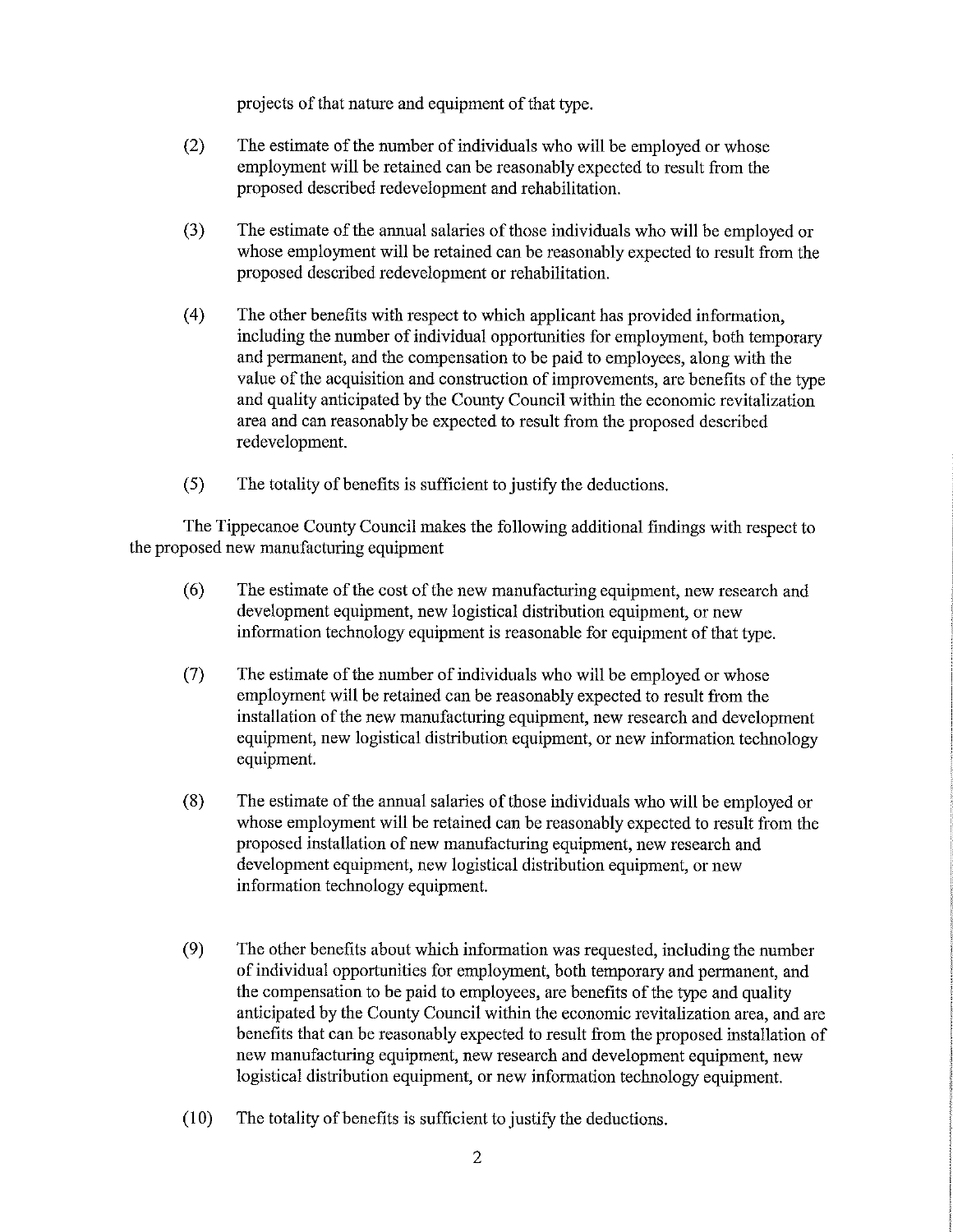projects of that nature and equipment of that type.

(2) The estimate of the number of individuals who will be employed or whose employment will be retained can be reasonably expected to result from the proposed described redevelopment and rehabilitation.

(3) The estimate of the annual salaries of those individuals who will be employed or whose employment will be retained can be reasonably expected to result from the proposed described redevelopment or rehabilitation.

(4) The other benefits with respect to which applicant has provided information, including the number of individual opportunities for employment, both temporary and permanent, and the compensation to be paid to employees, along with the value of the acquisition and construction of improvements, are benefits of the type and quality anticipated by the County Council within the economic revitalization area and can reasonably be expected to result from the proposed described redevelopment.

(5) The totality of benefits is sufficient to justify the deductions.

The Tippecanoe County Council makes the following additional findings with respect to the proposed new manufacturing equipment

(6) The estimate of the cost of the new manufacturing equipment, new research and development equipment, new logistical distribution equipment, or new information technology equipment is reasonable for equipment of that type.

(7) The estimate of the number of individuals who will be employed or whose employment will be retained can be reasonably expected to result from the installation of the new manufacturing equipment, new research and development equipment, new logistical distribution equipment, or new information technology equipment.

(8) The estimate of the annual salaries of those individuals who will be employed or whose employment will be retained can be reasonably expected to result from the proposed installation of new manufacturing equipment, new research and development equipment, new logistical distribution equipment, or new information technology equipment.

(9) The other benefits about which information was requested, including the number of individual opportunities for employment, both temporary and permanent, and the compensation to be paid to employees, are benefits of the type and quality anticipated by the County Council within the economic revitalization area, and are benefits that can be reasonably expected to result from the proposed installation of new manufacturing equipment, new research and development equipment, new logistical distribution equipment, or new information technology equipment.

(10) The totality of benefits is sufficient to justify the deductions.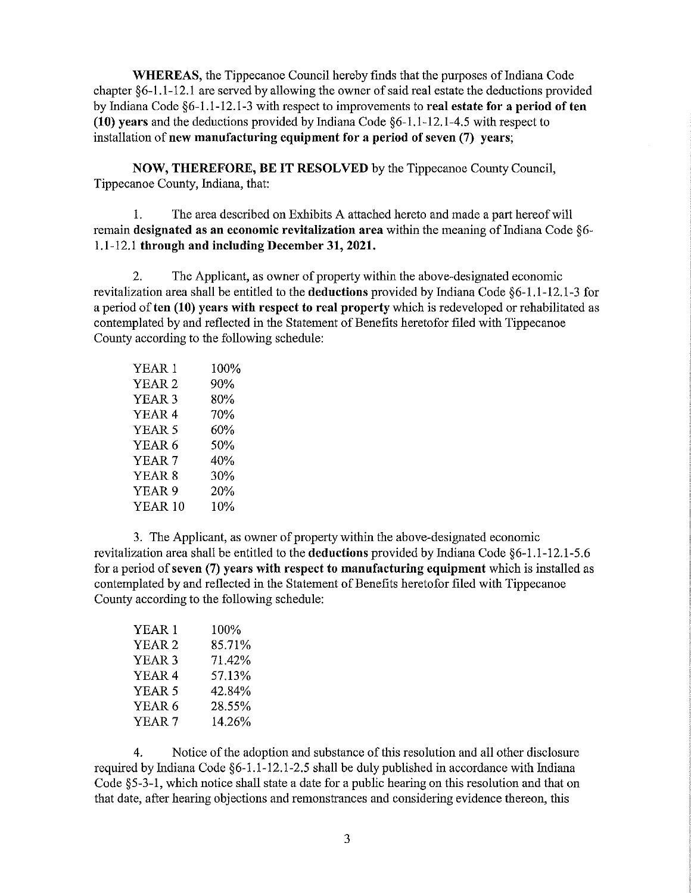**WHEREAS**, the Tippecanoe Council hereby finds that the purposes of Indiana Code chapter §6-1.1-12.1 are served by allowing the owner of said real estate the deductions provided by Indiana Code §6-1.1-12.1-3 with respect to improvements to **real estate for a period of ten (10) years** and the deductions provided by Indiana Code §6-1.1-12.1-4.5 with respect to installation of **new manufacturing equipment for a period of seven (7) years**;

**NOW, THEREFORE, BE IT RESOLVED** by the Tippecanoe County Council, Tippecanoe County, Indiana, that:

1. The area described on Exhibits A attached hereto and made a part hereof will remain **designated as an economic revitalization area** within the meaning of Indiana Code §6-1.1-12.1 **through and including December 31, 2021.**

2. The Applicant, as owner of property within the above-designated economic revitalization area shall be entitled to the **deductions** provided by Indiana Code §6-1.1-12.1-3 for a period of **ten (10) years with respect to real property** which is redeveloped or rehabilitated as contemplated by and reflected in the Statement of Benefits heretofor filed with Tippecanoe County according to the following schedule:

| | |
|---|---|
| YEAR 1 | 100% |
| YEAR 2 | 90% |
| YEAR 3 | 80% |
| YEAR 4 | 70% |
| YEAR 5 | 60% |
| YEAR 6 | 50% |
| YEAR 7 | 40% |
| YEAR 8 | 30% |
| YEAR 9 | 20% |
| YEAR 10 | 10% |

3. The Applicant, as owner of property within the above-designated economic revitalization area shall be entitled to the **deductions** provided by Indiana Code §6-1.1-12.1-5.6 for a period of **seven (7) years with respect to manufacturing equipment** which is installed as contemplated by and reflected in the Statement of Benefits heretofor filed with Tippecanoe County according to the following schedule:

| | |
|---|---|
| YEAR 1 | 100% |
| YEAR 2 | 85.71% |
| YEAR 3 | 71.42% |
| YEAR 4 | 57.13% |
| YEAR 5 | 42.84% |
| YEAR 6 | 28.55% |
| YEAR 7 | 14.26% |

4. Notice of the adoption and substance of this resolution and all other disclosure required by Indiana Code §6-1.1-12.1-2.5 shall be duly published in accordance with Indiana Code §5-3-1, which notice shall state a date for a public hearing on this resolution and that on that date, after hearing objections and remonstrances and considering evidence thereon, this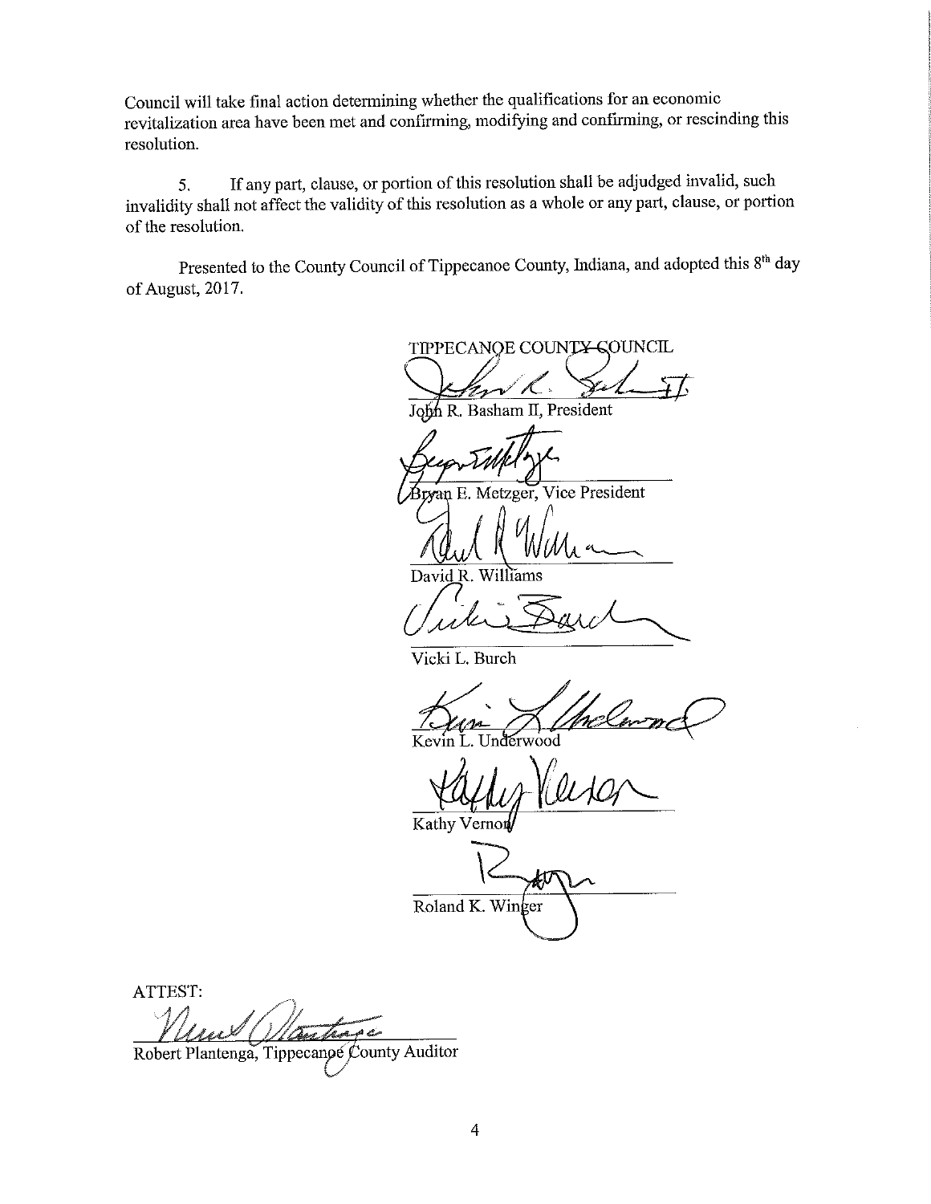Council will take final action determining whether the qualifications for an economic revitalization area have been met and confirming, modifying and confirming, or rescinding this resolution.

5. If any part, clause, or portion of this resolution shall be adjudged invalid, such invalidity shall not affect the validity of this resolution as a whole or any part, clause, or portion of the resolution.

Presented to the County Council of Tippecanoe County, Indiana, and adopted this 8th day of August, 2017.

TIPPECANOE COUNTY COUNCIL

John R. Basham II, President

Bryan E. Metzger, Vice President

David R. Williams

Vicki L. Burch

Kevin L. Underwood

Kathy Vernon

Roland K. Winger

ATTEST:

Robert Plantenga, Tippecanoe County Auditor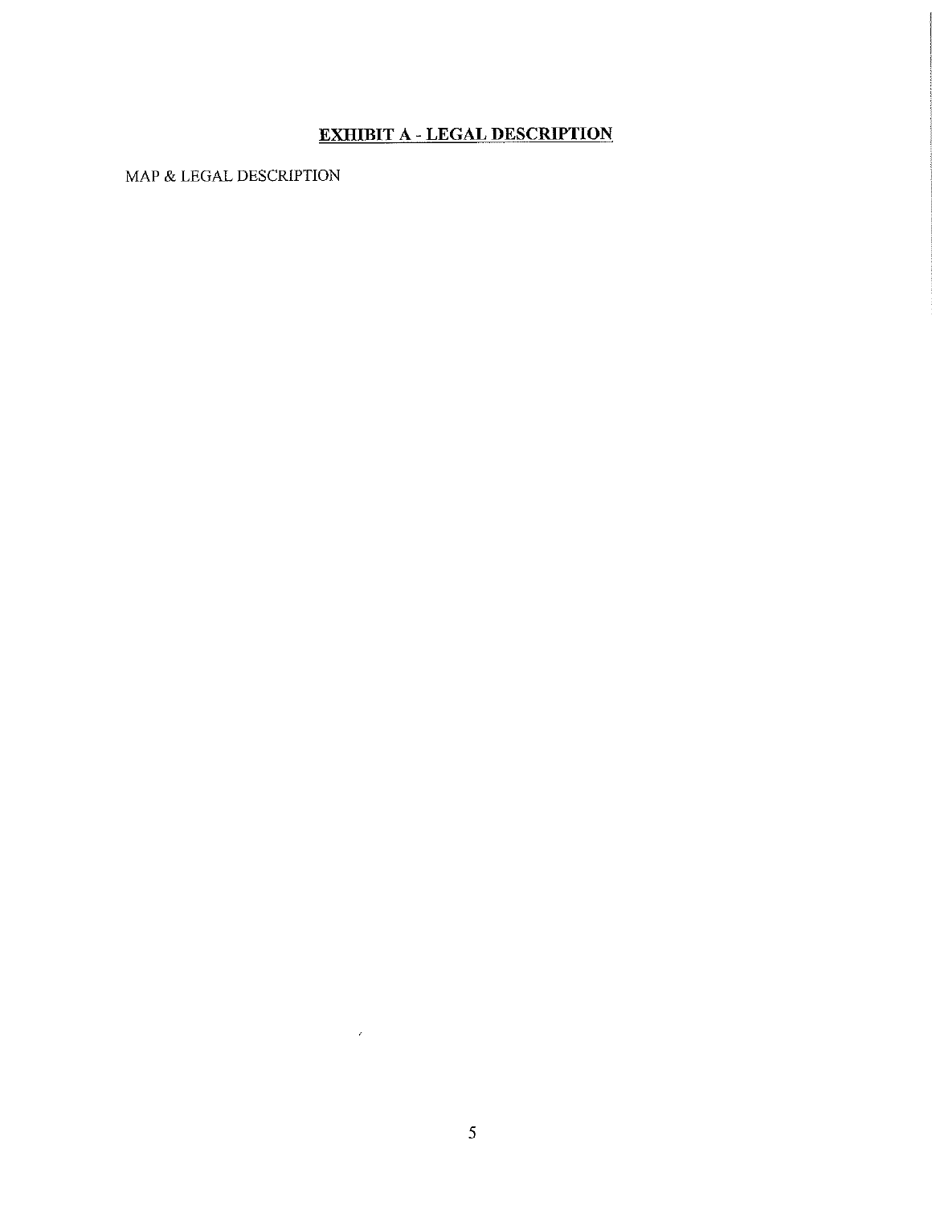# EXHIBIT A - LEGAL DESCRIPTION

MAP & LEGAL DESCRIPTION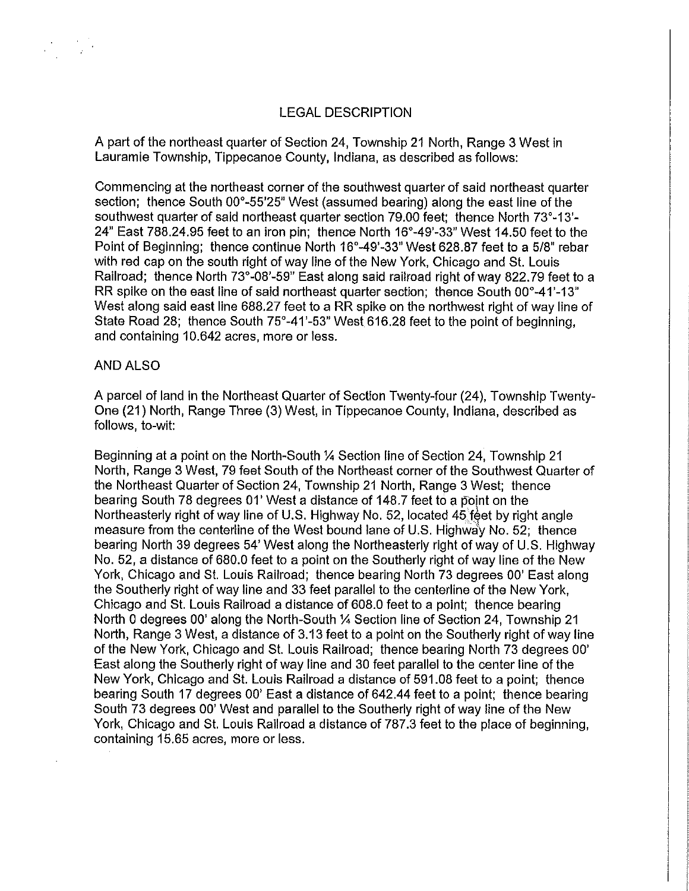# LEGAL DESCRIPTION

A part of the northeast quarter of Section 24, Township 21 North, Range 3 West in Lauramie Township, Tippecanoe County, Indiana, as described as follows:

Commencing at the northeast corner of the southwest quarter of said northeast quarter section; thence South 00°-55'25" West (assumed bearing) along the east line of the southwest quarter of said northeast quarter section 79.00 feet; thence North 73°-13'-24" East 788.24.95 feet to an iron pin; thence North 16°-49'-33" West 14.50 feet to the Point of Beginning; thence continue North 16°-49'-33" West 628.87 feet to a 5/8" rebar with red cap on the south right of way line of the New York, Chicago and St. Louis Railroad; thence North 73°-08'-59" East along said railroad right of way 822.79 feet to a RR spike on the east line of said northeast quarter section; thence South 00°-41'-13" West along said east line 688.27 feet to a RR spike on the northwest right of way line of State Road 28; thence South 75°-41'-53" West 616.28 feet to the point of beginning, and containing 10.642 acres, more or less.

AND ALSO

A parcel of land in the Northeast Quarter of Section Twenty-four (24), Township Twenty-One (21) North, Range Three (3) West, in Tippecanoe County, Indiana, described as follows, to-wit:

Beginning at a point on the North-South ¼ Section line of Section 24, Township 21 North, Range 3 West, 79 feet South of the Northeast corner of the Southwest Quarter of the Northeast Quarter of Section 24, Township 21 North, Range 3 West; thence bearing South 78 degrees 01' West a distance of 148.7 feet to a point on the Northeasterly right of way line of U.S. Highway No. 52, located 45 feet by right angle measure from the centerline of the West bound lane of U.S. Highway No. 52; thence bearing North 39 degrees 54' West along the Northeasterly right of way of U.S. Highway No. 52, a distance of 680.0 feet to a point on the Southerly right of way line of the New York, Chicago and St. Louis Railroad; thence bearing North 73 degrees 00' East along the Southerly right of way line and 33 feet parallel to the centerline of the New York, Chicago and St. Louis Railroad a distance of 608.0 feet to a point; thence bearing North 0 degrees 00' along the North-South ¼ Section line of Section 24, Township 21 North, Range 3 West, a distance of 3.13 feet to a point on the Southerly right of way line of the New York, Chicago and St. Louis Railroad; thence bearing North 73 degrees 00' East along the Southerly right of way line and 30 feet parallel to the center line of the New York, Chicago and St. Louis Railroad a distance of 591.08 feet to a point; thence bearing South 17 degrees 00' East a distance of 642.44 feet to a point; thence bearing South 73 degrees 00' West and parallel to the Southerly right of way line of the New York, Chicago and St. Louis Railroad a distance of 787.3 feet to the place of beginning, containing 15.65 acres, more or less.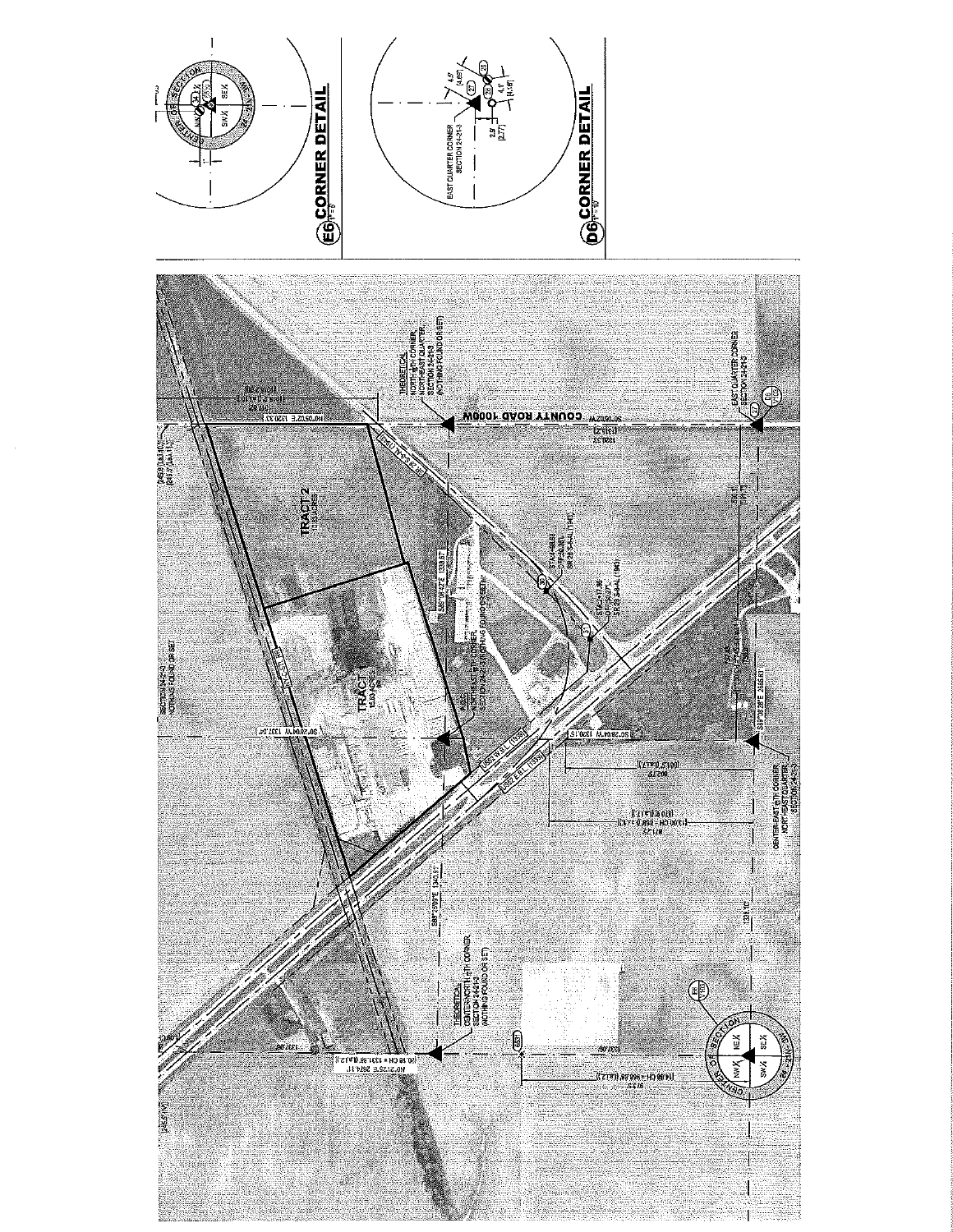E6 CORNER DETAIL
1"=5'

D6 CORNER DETAIL
1"=10'

EAST QUARTER CORNER
SECTION 24-21-3

TRACT 2
TRACT 1

COUNTY ROAD 1000W

THEORETICAL
NORTH-1/16TH CORNER,
NORTHEAST QUARTER,
SECTION 24-21-3
(NOTHING FOUND OR SET)

EAST QUARTER CORNER
SECTION 24-21-3

NORTHEAST 1/16TH CORNER,
SECTION 24-21-3 (NOTHING FOUND OR SET)

THEORETICAL
CENTER-NORTH 1/16TH CORNER,
SECTION 24-21-3
(NOTHING FOUND OR SET)

CENTER-EAST 1/16TH CORNER,
NORTHEAST QUARTER,
SECTION 24-21-3

SECTION 24-21-3
NOTHING FOUND OR SET

CENTER OF SECTION
NW¼ NE¼
SW¼ SE¼